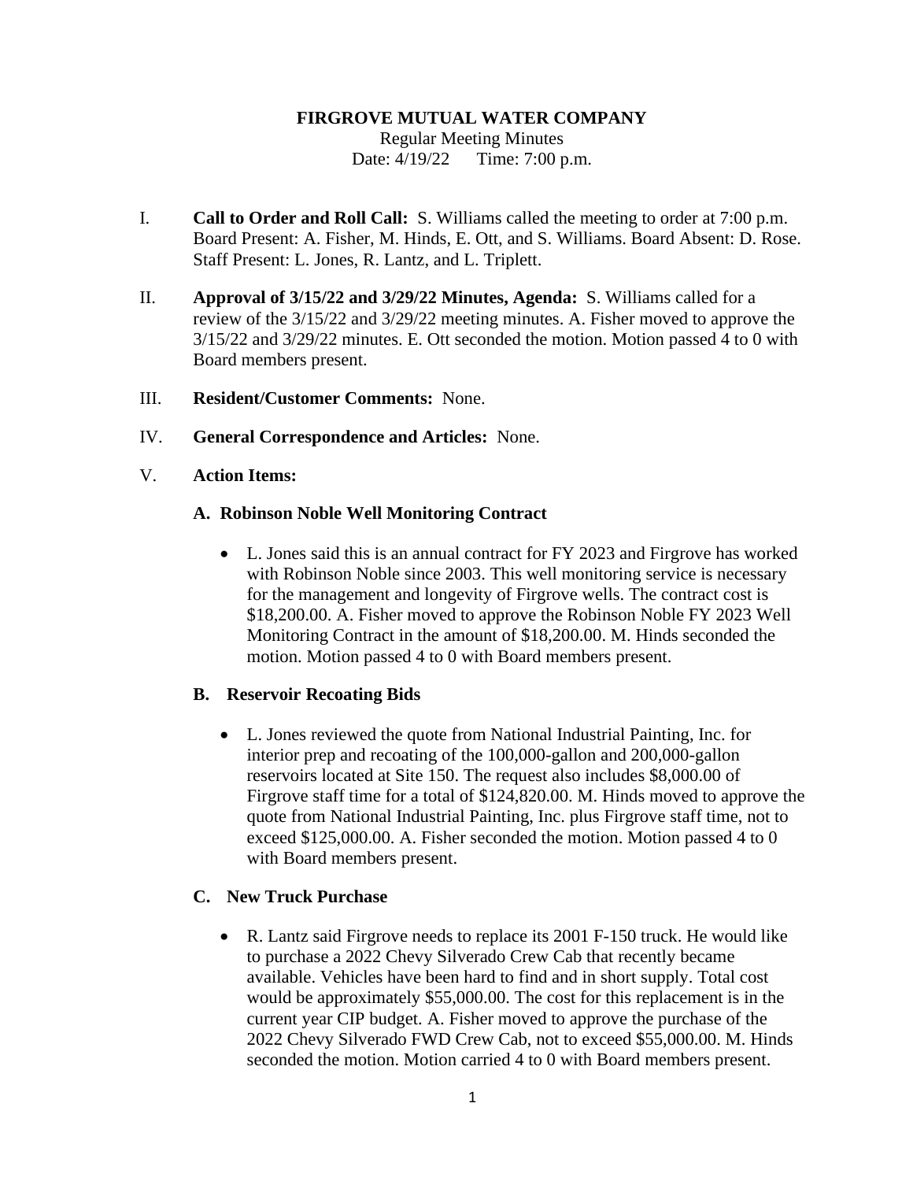**FIRGROVE MUTUAL WATER COMPANY**

Regular Meeting Minutes

Date: 4/19/22 Time: 7:00 p.m.

I. **Call to Order and Roll Call:** S. Williams called the meeting to order at 7:00 p.m. Board Present: A. Fisher, M. Hinds, E. Ott, and S. Williams. Board Absent: D. Rose. Staff Present: L. Jones, R. Lantz, and L. Triplett.

II. **Approval of 3/15/22 and 3/29/22 Minutes, Agenda:** S. Williams called for a review of the 3/15/22 and 3/29/22 meeting minutes. A. Fisher moved to approve the 3/15/22 and 3/29/22 minutes. E. Ott seconded the motion. Motion passed 4 to 0 with Board members present.

III. **Resident/Customer Comments:** None.

IV. **General Correspondence and Articles:** None.

V. **Action Items:**

**A. Robinson Noble Well Monitoring Contract**

- L. Jones said this is an annual contract for FY 2023 and Firgrove has worked with Robinson Noble since 2003. This well monitoring service is necessary for the management and longevity of Firgrove wells. The contract cost is $18,200.00. A. Fisher moved to approve the Robinson Noble FY 2023 Well Monitoring Contract in the amount of $18,200.00. M. Hinds seconded the motion. Motion passed 4 to 0 with Board members present.

**B. Reservoir Recoating Bids**

- L. Jones reviewed the quote from National Industrial Painting, Inc. for interior prep and recoating of the 100,000-gallon and 200,000-gallon reservoirs located at Site 150. The request also includes $8,000.00 of Firgrove staff time for a total of $124,820.00. M. Hinds moved to approve the quote from National Industrial Painting, Inc. plus Firgrove staff time, not to exceed $125,000.00. A. Fisher seconded the motion. Motion passed 4 to 0 with Board members present.

**C. New Truck Purchase**

- R. Lantz said Firgrove needs to replace its 2001 F-150 truck. He would like to purchase a 2022 Chevy Silverado Crew Cab that recently became available. Vehicles have been hard to find and in short supply. Total cost would be approximately $55,000.00. The cost for this replacement is in the current year CIP budget. A. Fisher moved to approve the purchase of the 2022 Chevy Silverado FWD Crew Cab, not to exceed $55,000.00. M. Hinds seconded the motion. Motion carried 4 to 0 with Board members present.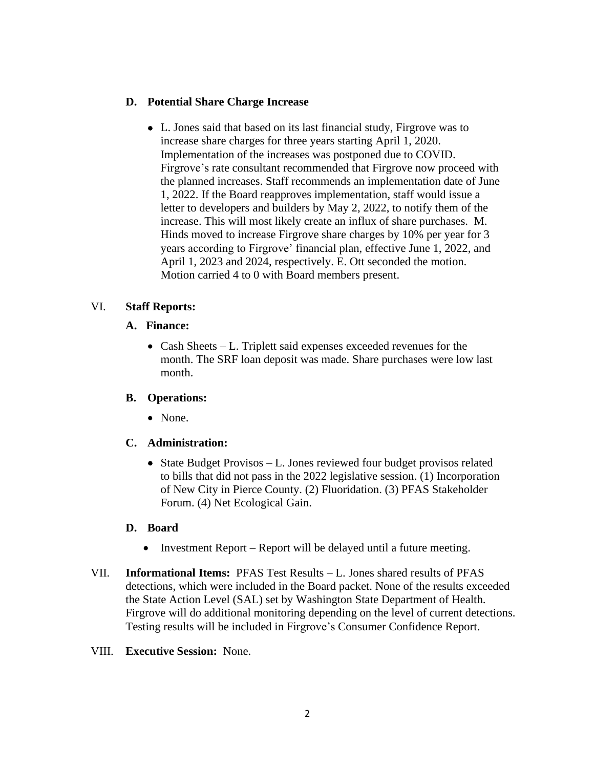### D. Potential Share Charge Increase

- L. Jones said that based on its last financial study, Firgrove was to increase share charges for three years starting April 1, 2020. Implementation of the increases was postponed due to COVID. Firgrove's rate consultant recommended that Firgrove now proceed with the planned increases. Staff recommends an implementation date of June 1, 2022. If the Board reapproves implementation, staff would issue a letter to developers and builders by May 2, 2022, to notify them of the increase. This will most likely create an influx of share purchases. M. Hinds moved to increase Firgrove share charges by 10% per year for 3 years according to Firgrove' financial plan, effective June 1, 2022, and April 1, 2023 and 2024, respectively. E. Ott seconded the motion. Motion carried 4 to 0 with Board members present.

## VI. Staff Reports:

### A. Finance:

- Cash Sheets – L. Triplett said expenses exceeded revenues for the month. The SRF loan deposit was made. Share purchases were low last month.

### B. Operations:

- None.

### C. Administration:

- State Budget Provisos – L. Jones reviewed four budget provisos related to bills that did not pass in the 2022 legislative session. (1) Incorporation of New City in Pierce County. (2) Fluoridation. (3) PFAS Stakeholder Forum. (4) Net Ecological Gain.

### D. Board

- Investment Report – Report will be delayed until a future meeting.

## VII. Informational Items:

PFAS Test Results – L. Jones shared results of PFAS detections, which were included in the Board packet. None of the results exceeded the State Action Level (SAL) set by Washington State Department of Health. Firgrove will do additional monitoring depending on the level of current detections. Testing results will be included in Firgrove's Consumer Confidence Report.

## VIII. Executive Session:

None.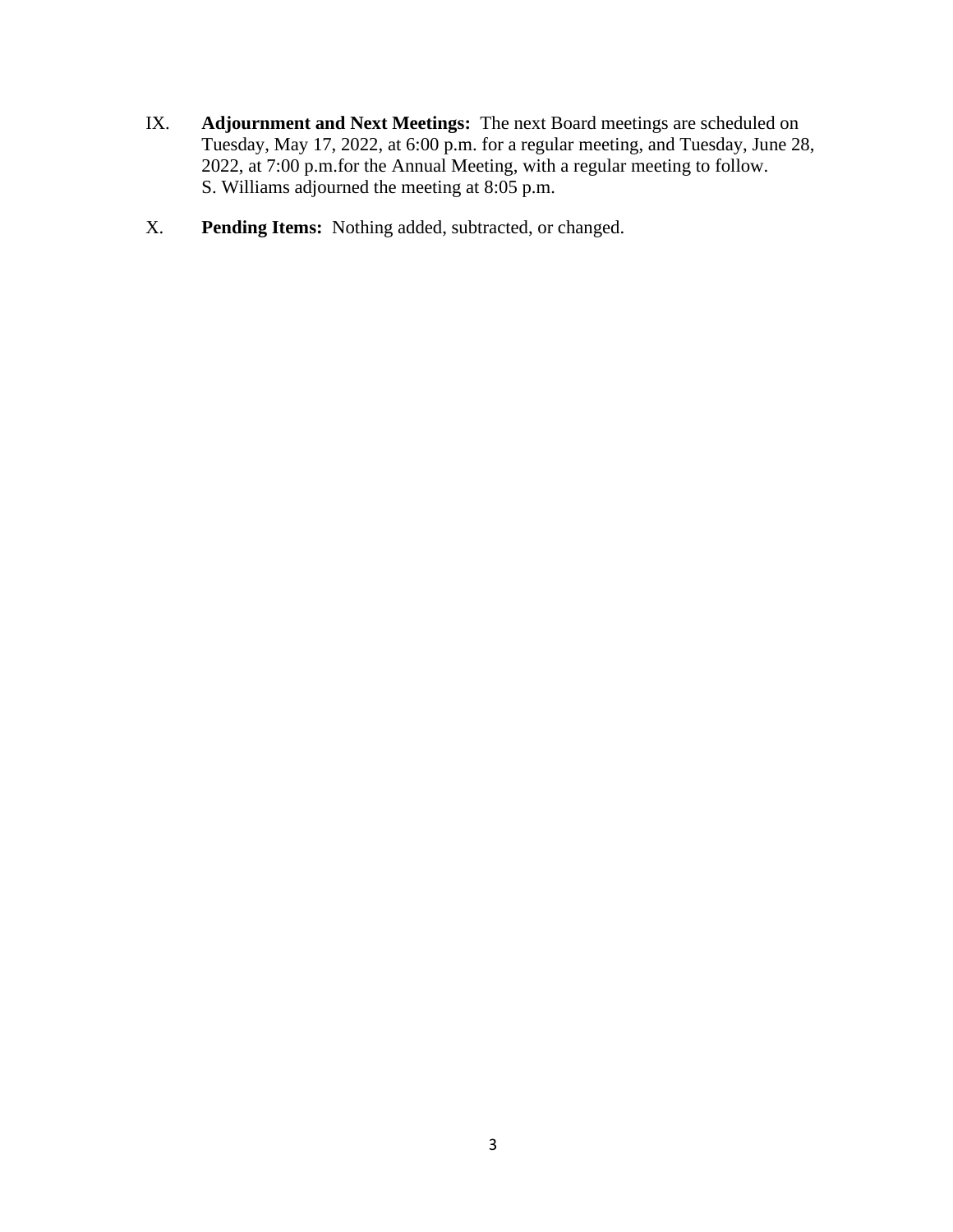IX. **Adjournment and Next Meetings:** The next Board meetings are scheduled on Tuesday, May 17, 2022, at 6:00 p.m. for a regular meeting, and Tuesday, June 28, 2022, at 7:00 p.m.for the Annual Meeting, with a regular meeting to follow. S. Williams adjourned the meeting at 8:05 p.m.

X. **Pending Items:** Nothing added, subtracted, or changed.